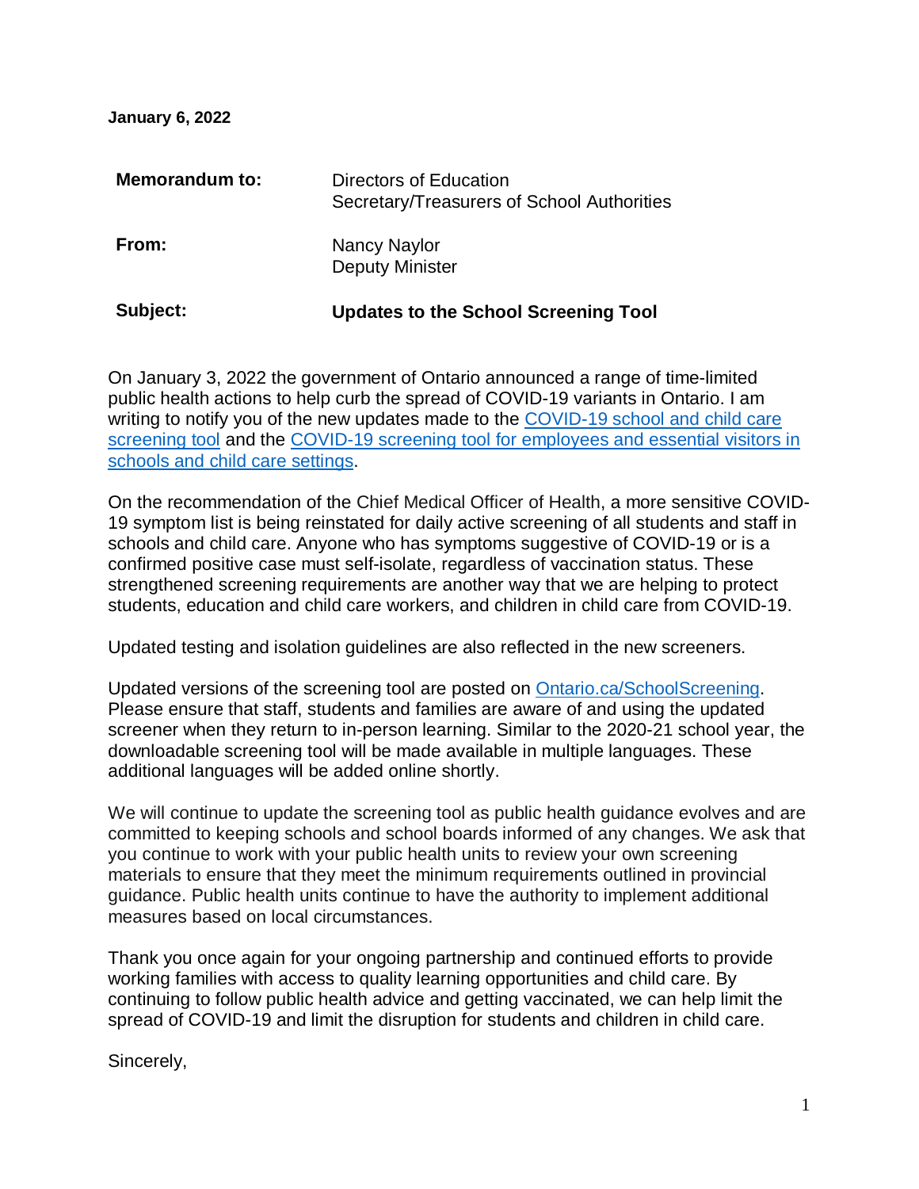**January 6, 2022**

| | |
|---|---|
| **Memorandum to:** | Directors of Education<br>Secretary/Treasurers of School Authorities |
| **From:** | Nancy Naylor<br>Deputy Minister |
| **Subject:** | **Updates to the School Screening Tool** |

On January 3, 2022 the government of Ontario announced a range of time-limited public health actions to help curb the spread of COVID-19 variants in Ontario. I am writing to notify you of the new updates made to the [COVID-19 school and child care screening tool]() and the [COVID-19 screening tool for employees and essential visitors in schools and child care settings]().

On the recommendation of the Chief Medical Officer of Health, a more sensitive COVID-19 symptom list is being reinstated for daily active screening of all students and staff in schools and child care. Anyone who has symptoms suggestive of COVID-19 or is a confirmed positive case must self-isolate, regardless of vaccination status. These strengthened screening requirements are another way that we are helping to protect students, education and child care workers, and children in child care from COVID-19.

Updated testing and isolation guidelines are also reflected in the new screeners.

Updated versions of the screening tool are posted on [Ontario.ca/SchoolScreening](). Please ensure that staff, students and families are aware of and using the updated screener when they return to in-person learning. Similar to the 2020-21 school year, the downloadable screening tool will be made available in multiple languages. These additional languages will be added online shortly.

We will continue to update the screening tool as public health guidance evolves and are committed to keeping schools and school boards informed of any changes. We ask that you continue to work with your public health units to review your own screening materials to ensure that they meet the minimum requirements outlined in provincial guidance. Public health units continue to have the authority to implement additional measures based on local circumstances.

Thank you once again for your ongoing partnership and continued efforts to provide working families with access to quality learning opportunities and child care. By continuing to follow public health advice and getting vaccinated, we can help limit the spread of COVID-19 and limit the disruption for students and children in child care.

Sincerely,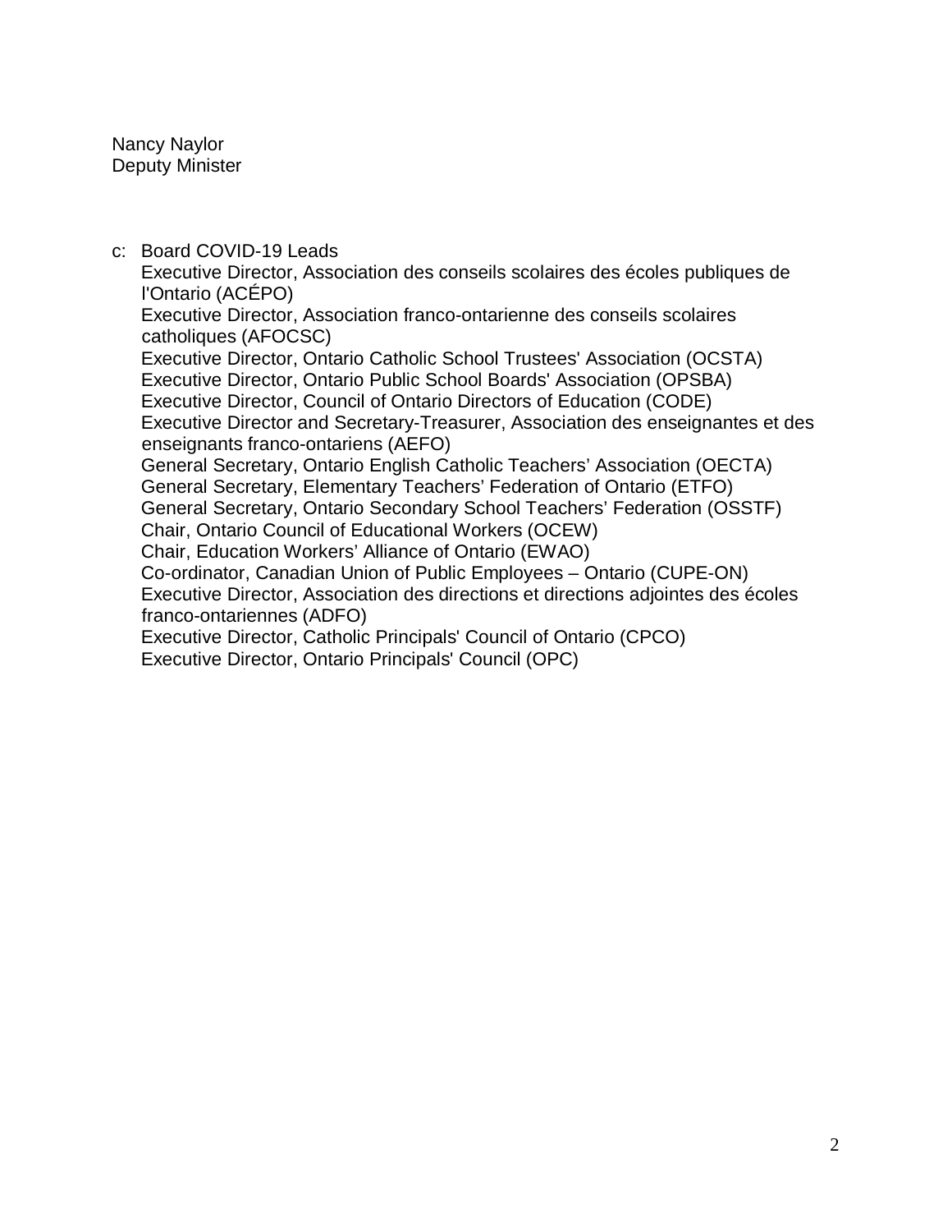Nancy Naylor
Deputy Minister

c: Board COVID-19 Leads
Executive Director, Association des conseils scolaires des écoles publiques de l'Ontario (ACÉPO)
Executive Director, Association franco-ontarienne des conseils scolaires catholiques (AFOCSC)
Executive Director, Ontario Catholic School Trustees' Association (OCSTA)
Executive Director, Ontario Public School Boards' Association (OPSBA)
Executive Director, Council of Ontario Directors of Education (CODE)
Executive Director and Secretary-Treasurer, Association des enseignantes et des enseignants franco-ontariens (AEFO)
General Secretary, Ontario English Catholic Teachers' Association (OECTA)
General Secretary, Elementary Teachers' Federation of Ontario (ETFO)
General Secretary, Ontario Secondary School Teachers' Federation (OSSTF)
Chair, Ontario Council of Educational Workers (OCEW)
Chair, Education Workers' Alliance of Ontario (EWAO)
Co-ordinator, Canadian Union of Public Employees – Ontario (CUPE-ON)
Executive Director, Association des directions et directions adjointes des écoles franco-ontariennes (ADFO)
Executive Director, Catholic Principals' Council of Ontario (CPCO)
Executive Director, Ontario Principals' Council (OPC)